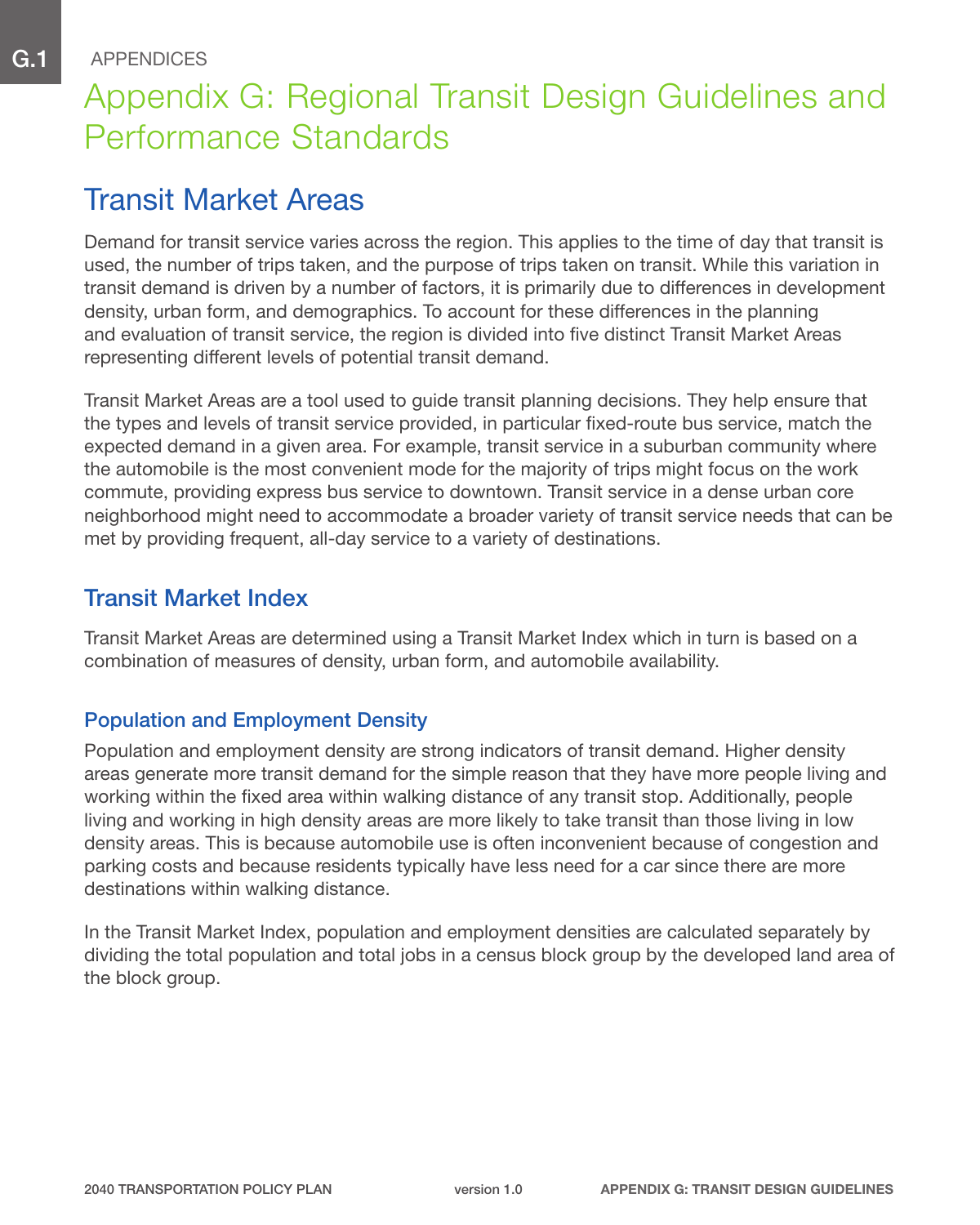APPENDICES

# Appendix G: Regional Transit Design Guidelines and Performance Standards

## Transit Market Areas

Demand for transit service varies across the region. This applies to the time of day that transit is used, the number of trips taken, and the purpose of trips taken on transit. While this variation in transit demand is driven by a number of factors, it is primarily due to differences in development density, urban form, and demographics. To account for these differences in the planning and evaluation of transit service, the region is divided into five distinct Transit Market Areas representing different levels of potential transit demand.

Transit Market Areas are a tool used to guide transit planning decisions. They help ensure that the types and levels of transit service provided, in particular fixed-route bus service, match the expected demand in a given area. For example, transit service in a suburban community where the automobile is the most convenient mode for the majority of trips might focus on the work commute, providing express bus service to downtown. Transit service in a dense urban core neighborhood might need to accommodate a broader variety of transit service needs that can be met by providing frequent, all-day service to a variety of destinations.

### Transit Market Index

Transit Market Areas are determined using a Transit Market Index which in turn is based on a combination of measures of density, urban form, and automobile availability.

#### Population and Employment Density

Population and employment density are strong indicators of transit demand. Higher density areas generate more transit demand for the simple reason that they have more people living and working within the fixed area within walking distance of any transit stop. Additionally, people living and working in high density areas are more likely to take transit than those living in low density areas. This is because automobile use is often inconvenient because of congestion and parking costs and because residents typically have less need for a car since there are more destinations within walking distance.

In the Transit Market Index, population and employment densities are calculated separately by dividing the total population and total jobs in a census block group by the developed land area of the block group.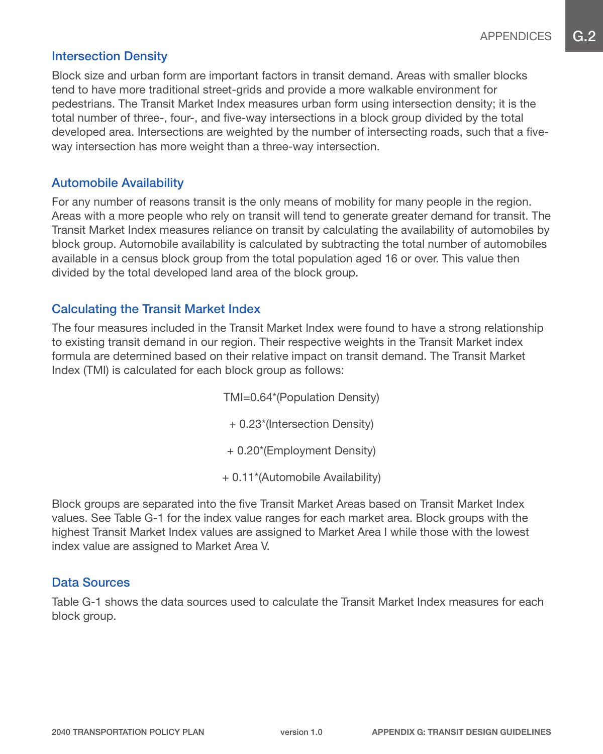## Intersection Density

Block size and urban form are important factors in transit demand. Areas with smaller blocks tend to have more traditional street-grids and provide a more walkable environment for pedestrians. The Transit Market Index measures urban form using intersection density; it is the total number of three-, four-, and five-way intersections in a block group divided by the total developed area. Intersections are weighted by the number of intersecting roads, such that a five-way intersection has more weight than a three-way intersection.

## Automobile Availability

For any number of reasons transit is the only means of mobility for many people in the region. Areas with a more people who rely on transit will tend to generate greater demand for transit. The Transit Market Index measures reliance on transit by calculating the availability of automobiles by block group. Automobile availability is calculated by subtracting the total number of automobiles available in a census block group from the total population aged 16 or over. This value then divided by the total developed land area of the block group.

## Calculating the Transit Market Index

The four measures included in the Transit Market Index were found to have a strong relationship to existing transit demand in our region. Their respective weights in the Transit Market index formula are determined based on their relative impact on transit demand. The Transit Market Index (TMI) is calculated for each block group as follows:

$$
\begin{aligned}
TMI = & \ 0.64*(\text{Population Density}) \\
& + 0.23*(\text{Intersection Density}) \\
& + 0.20*(\text{Employment Density}) \\
& + 0.11*(\text{Automobile Availability})
\end{aligned}
$$

Block groups are separated into the five Transit Market Areas based on Transit Market Index values. See Table G-1 for the index value ranges for each market area. Block groups with the highest Transit Market Index values are assigned to Market Area I while those with the lowest index value are assigned to Market Area V.

## Data Sources

Table G-1 shows the data sources used to calculate the Transit Market Index measures for each block group.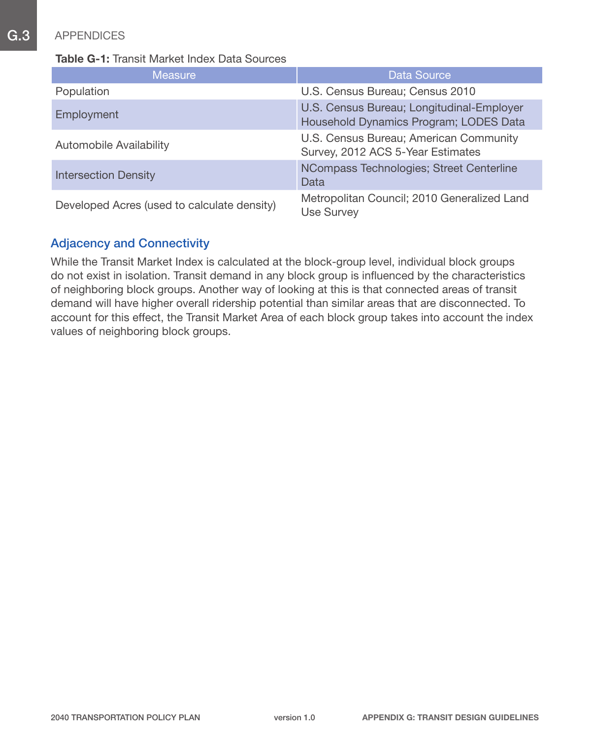**Table G-1:** Transit Market Index Data Sources

| Measure | Data Source |
| --- | --- |
| Population | U.S. Census Bureau; Census 2010 |
| Employment | U.S. Census Bureau; Longitudinal-Employer Household Dynamics Program; LODES Data |
| Automobile Availability | U.S. Census Bureau; American Community Survey, 2012 ACS 5-Year Estimates |
| Intersection Density | NCompass Technologies; Street Centerline Data |
| Developed Acres (used to calculate density) | Metropolitan Council; 2010 Generalized Land Use Survey |

## Adjacency and Connectivity

While the Transit Market Index is calculated at the block-group level, individual block groups do not exist in isolation. Transit demand in any block group is influenced by the characteristics of neighboring block groups. Another way of looking at this is that connected areas of transit demand will have higher overall ridership potential than similar areas that are disconnected. To account for this effect, the Transit Market Area of each block group takes into account the index values of neighboring block groups.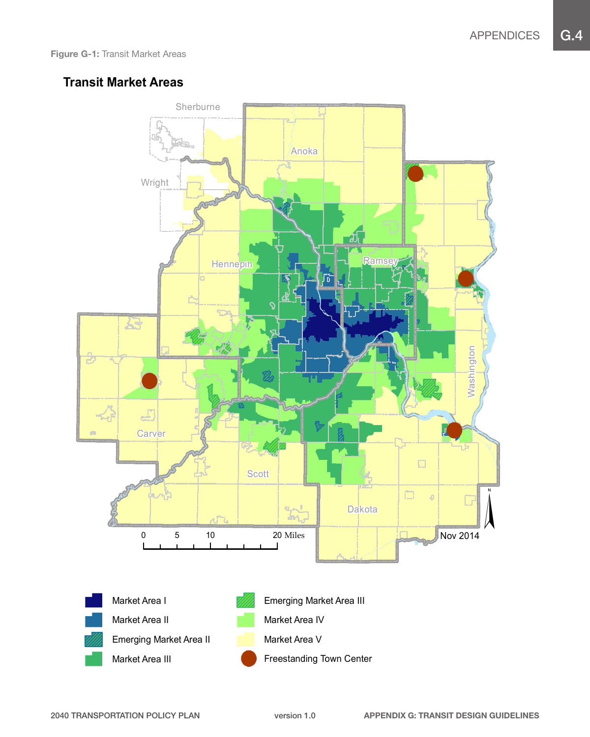Figure G-1: Transit Market Areas

## Transit Market Areas

Sherburne
Anoka
Wright
Hennepin
Ramsey
Washington
Carver
Scott
Dakota

0 5 10 20 Miles

Nov 2014

- Market Area I
- Market Area II
- Emerging Market Area II
- Market Area III
- Emerging Market Area III
- Market Area IV
- Market Area V
- Freestanding Town Center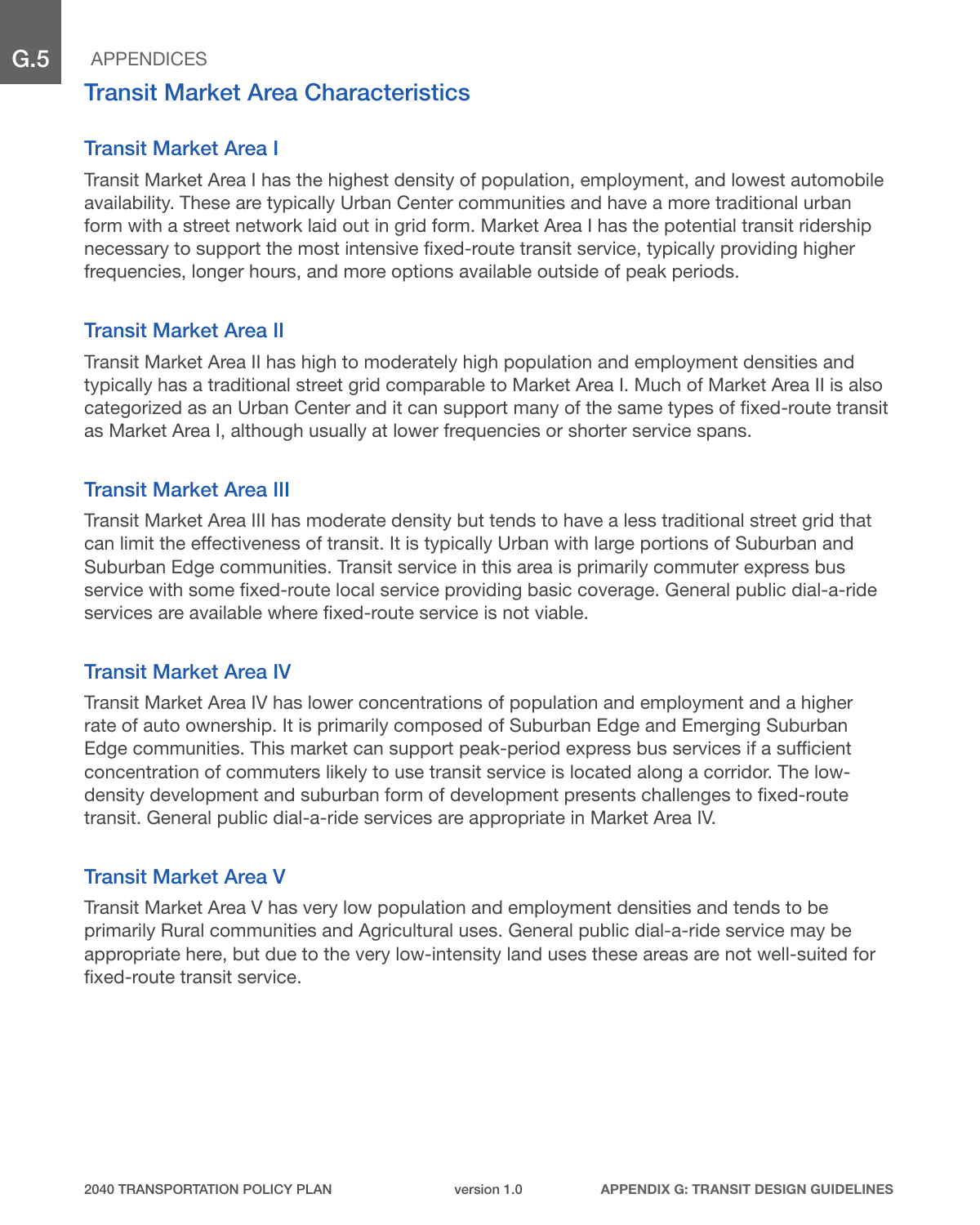# Transit Market Area Characteristics

## Transit Market Area I

Transit Market Area I has the highest density of population, employment, and lowest automobile availability. These are typically Urban Center communities and have a more traditional urban form with a street network laid out in grid form. Market Area I has the potential transit ridership necessary to support the most intensive fixed-route transit service, typically providing higher frequencies, longer hours, and more options available outside of peak periods.

## Transit Market Area II

Transit Market Area II has high to moderately high population and employment densities and typically has a traditional street grid comparable to Market Area I. Much of Market Area II is also categorized as an Urban Center and it can support many of the same types of fixed-route transit as Market Area I, although usually at lower frequencies or shorter service spans.

## Transit Market Area III

Transit Market Area III has moderate density but tends to have a less traditional street grid that can limit the effectiveness of transit. It is typically Urban with large portions of Suburban and Suburban Edge communities. Transit service in this area is primarily commuter express bus service with some fixed-route local service providing basic coverage. General public dial-a-ride services are available where fixed-route service is not viable.

## Transit Market Area IV

Transit Market Area IV has lower concentrations of population and employment and a higher rate of auto ownership. It is primarily composed of Suburban Edge and Emerging Suburban Edge communities. This market can support peak-period express bus services if a sufficient concentration of commuters likely to use transit service is located along a corridor. The low-density development and suburban form of development presents challenges to fixed-route transit. General public dial-a-ride services are appropriate in Market Area IV.

## Transit Market Area V

Transit Market Area V has very low population and employment densities and tends to be primarily Rural communities and Agricultural uses. General public dial-a-ride service may be appropriate here, but due to the very low-intensity land uses these areas are not well-suited for fixed-route transit service.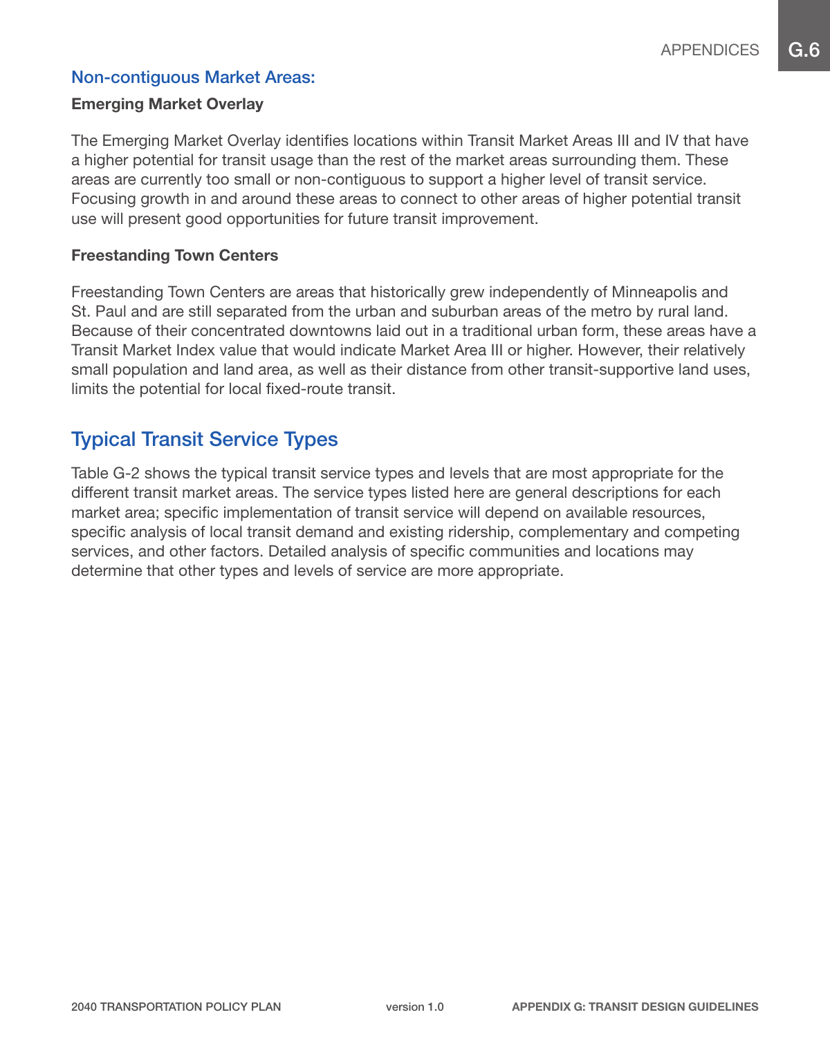## Non-contiguous Market Areas:

### Emerging Market Overlay

The Emerging Market Overlay identifies locations within Transit Market Areas III and IV that have a higher potential for transit usage than the rest of the market areas surrounding them. These areas are currently too small or non-contiguous to support a higher level of transit service. Focusing growth in and around these areas to connect to other areas of higher potential transit use will present good opportunities for future transit improvement.

### Freestanding Town Centers

Freestanding Town Centers are areas that historically grew independently of Minneapolis and St. Paul and are still separated from the urban and suburban areas of the metro by rural land. Because of their concentrated downtowns laid out in a traditional urban form, these areas have a Transit Market Index value that would indicate Market Area III or higher. However, their relatively small population and land area, as well as their distance from other transit-supportive land uses, limits the potential for local fixed-route transit.

## Typical Transit Service Types

Table G-2 shows the typical transit service types and levels that are most appropriate for the different transit market areas. The service types listed here are general descriptions for each market area; specific implementation of transit service will depend on available resources, specific analysis of local transit demand and existing ridership, complementary and competing services, and other factors. Detailed analysis of specific communities and locations may determine that other types and levels of service are more appropriate.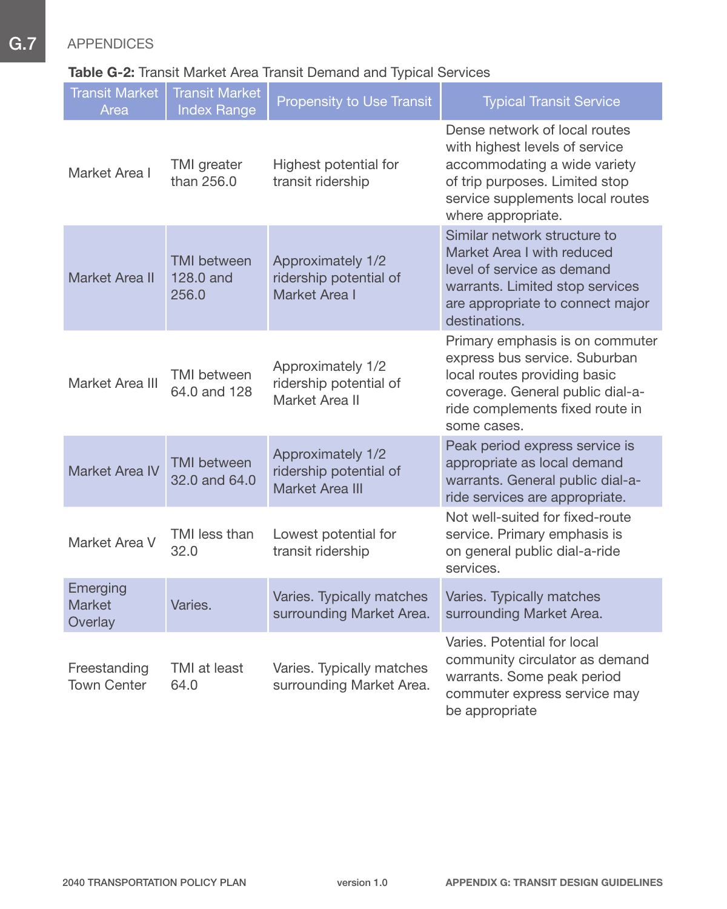**Table G-2:** Transit Market Area Transit Demand and Typical Services

| Transit Market Area | Transit Market Index Range | Propensity to Use Transit | Typical Transit Service |
|---|---|---|---|
| Market Area I | TMI greater than 256.0 | Highest potential for transit ridership | Dense network of local routes with highest levels of service accommodating a wide variety of trip purposes. Limited stop service supplements local routes where appropriate. |
| Market Area II | TMI between 128.0 and 256.0 | Approximately 1/2 ridership potential of Market Area I | Similar network structure to Market Area I with reduced level of service as demand warrants. Limited stop services are appropriate to connect major destinations. |
| Market Area III | TMI between 64.0 and 128 | Approximately 1/2 ridership potential of Market Area II | Primary emphasis is on commuter express bus service. Suburban local routes providing basic coverage. General public dial-a-ride complements fixed route in some cases. |
| Market Area IV | TMI between 32.0 and 64.0 | Approximately 1/2 ridership potential of Market Area III | Peak period express service is appropriate as local demand warrants. General public dial-a-ride services are appropriate. |
| Market Area V | TMI less than 32.0 | Lowest potential for transit ridership | Not well-suited for fixed-route service. Primary emphasis is on general public dial-a-ride services. |
| Emerging Market Overlay | Varies. | Varies. Typically matches surrounding Market Area. | Varies. Typically matches surrounding Market Area. |
| Freestanding Town Center | TMI at least 64.0 | Varies. Typically matches surrounding Market Area. | Varies. Potential for local community circulator as demand warrants. Some peak period commuter express service may be appropriate |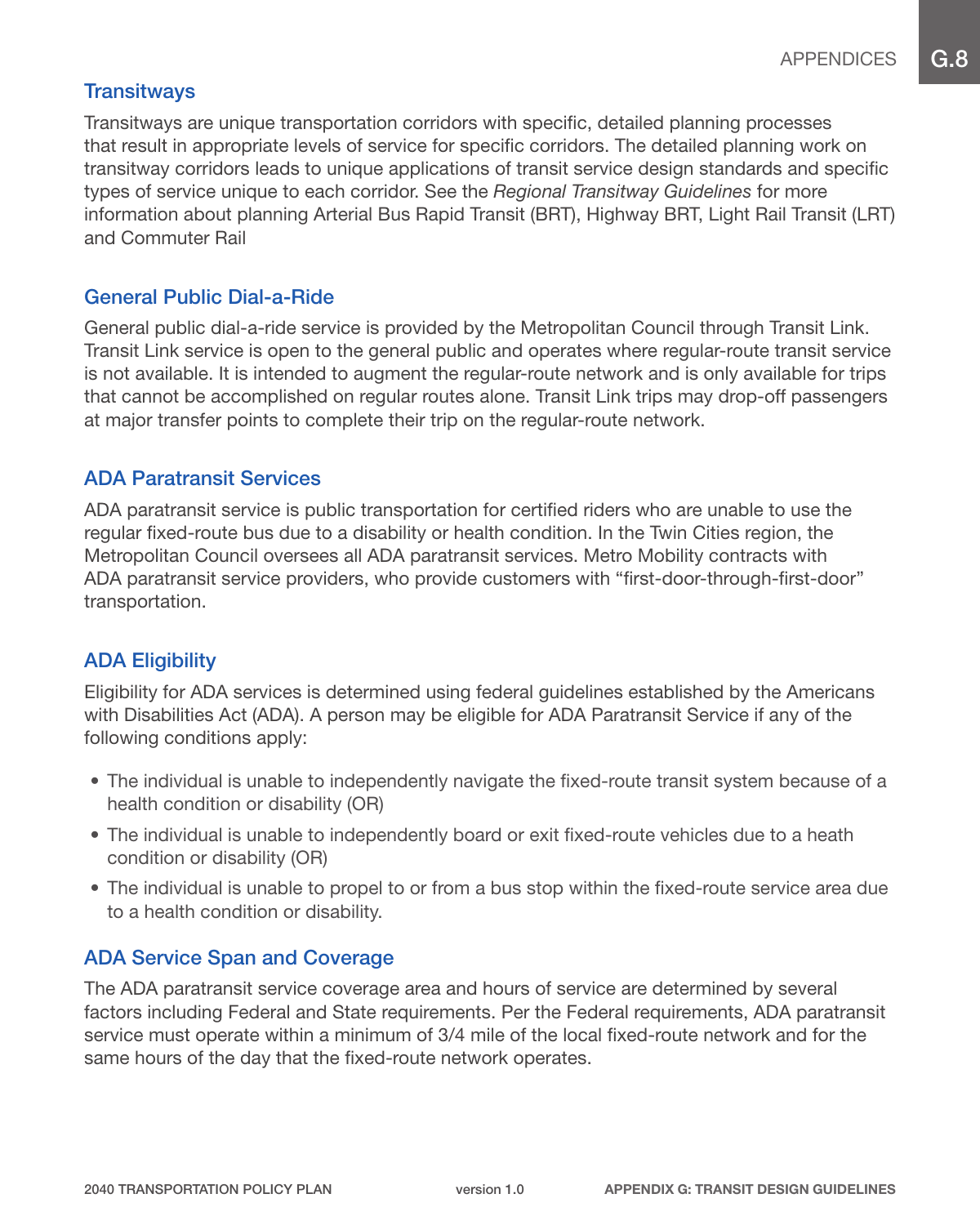## Transitways

Transitways are unique transportation corridors with specific, detailed planning processes that result in appropriate levels of service for specific corridors. The detailed planning work on transitway corridors leads to unique applications of transit service design standards and specific types of service unique to each corridor. See the *Regional Transitway Guidelines* for more information about planning Arterial Bus Rapid Transit (BRT), Highway BRT, Light Rail Transit (LRT) and Commuter Rail

## General Public Dial-a-Ride

General public dial-a-ride service is provided by the Metropolitan Council through Transit Link. Transit Link service is open to the general public and operates where regular-route transit service is not available. It is intended to augment the regular-route network and is only available for trips that cannot be accomplished on regular routes alone. Transit Link trips may drop-off passengers at major transfer points to complete their trip on the regular-route network.

## ADA Paratransit Services

ADA paratransit service is public transportation for certified riders who are unable to use the regular fixed-route bus due to a disability or health condition. In the Twin Cities region, the Metropolitan Council oversees all ADA paratransit services. Metro Mobility contracts with ADA paratransit service providers, who provide customers with "first-door-through-first-door" transportation.

## ADA Eligibility

Eligibility for ADA services is determined using federal guidelines established by the Americans with Disabilities Act (ADA). A person may be eligible for ADA Paratransit Service if any of the following conditions apply:

- The individual is unable to independently navigate the fixed-route transit system because of a health condition or disability (OR)
- The individual is unable to independently board or exit fixed-route vehicles due to a heath condition or disability (OR)
- The individual is unable to propel to or from a bus stop within the fixed-route service area due to a health condition or disability.

## ADA Service Span and Coverage

The ADA paratransit service coverage area and hours of service are determined by several factors including Federal and State requirements. Per the Federal requirements, ADA paratransit service must operate within a minimum of 3/4 mile of the local fixed-route network and for the same hours of the day that the fixed-route network operates.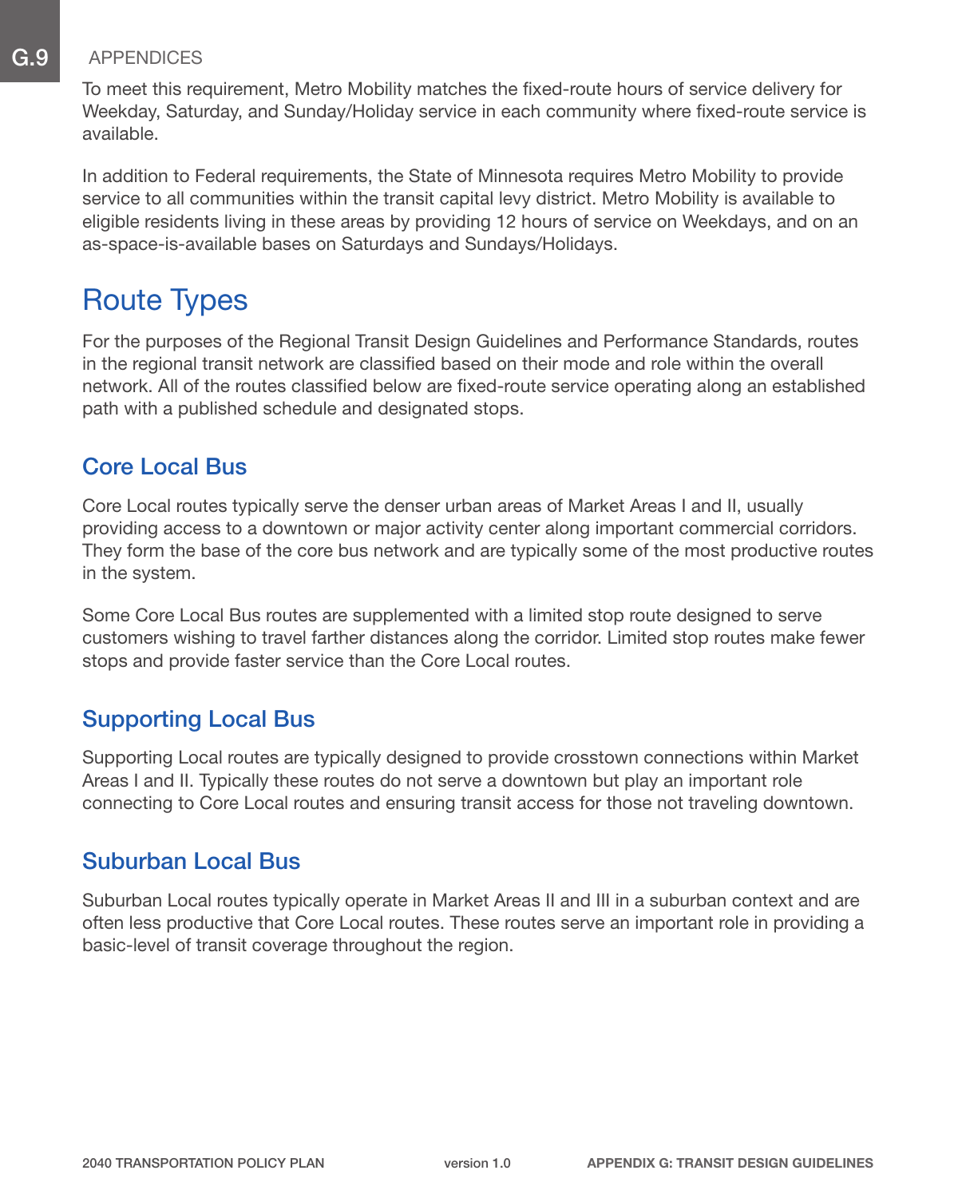To meet this requirement, Metro Mobility matches the fixed-route hours of service delivery for Weekday, Saturday, and Sunday/Holiday service in each community where fixed-route service is available.

In addition to Federal requirements, the State of Minnesota requires Metro Mobility to provide service to all communities within the transit capital levy district. Metro Mobility is available to eligible residents living in these areas by providing 12 hours of service on Weekdays, and on an as-space-is-available bases on Saturdays and Sundays/Holidays.

## Route Types

For the purposes of the Regional Transit Design Guidelines and Performance Standards, routes in the regional transit network are classified based on their mode and role within the overall network. All of the routes classified below are fixed-route service operating along an established path with a published schedule and designated stops.

### Core Local Bus

Core Local routes typically serve the denser urban areas of Market Areas I and II, usually providing access to a downtown or major activity center along important commercial corridors. They form the base of the core bus network and are typically some of the most productive routes in the system.

Some Core Local Bus routes are supplemented with a limited stop route designed to serve customers wishing to travel farther distances along the corridor. Limited stop routes make fewer stops and provide faster service than the Core Local routes.

### Supporting Local Bus

Supporting Local routes are typically designed to provide crosstown connections within Market Areas I and II. Typically these routes do not serve a downtown but play an important role connecting to Core Local routes and ensuring transit access for those not traveling downtown.

### Suburban Local Bus

Suburban Local routes typically operate in Market Areas II and III in a suburban context and are often less productive that Core Local routes. These routes serve an important role in providing a basic-level of transit coverage throughout the region.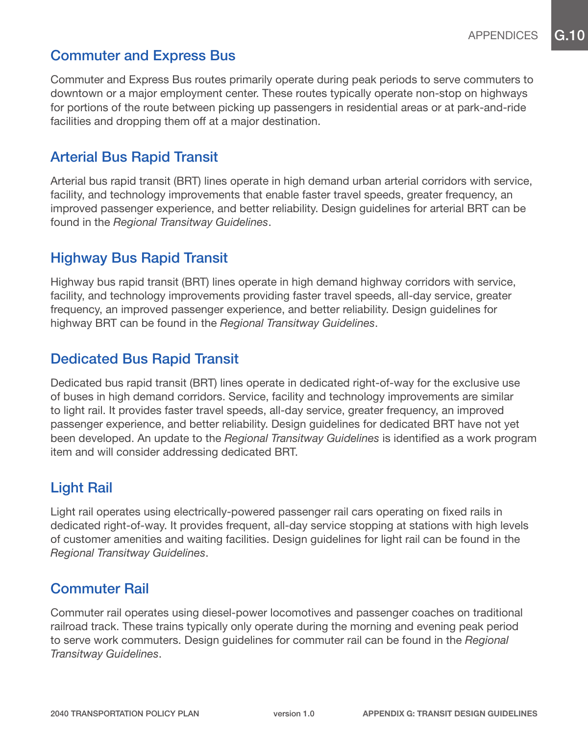## Commuter and Express Bus

Commuter and Express Bus routes primarily operate during peak periods to serve commuters to downtown or a major employment center. These routes typically operate non-stop on highways for portions of the route between picking up passengers in residential areas or at park-and-ride facilities and dropping them off at a major destination.

## Arterial Bus Rapid Transit

Arterial bus rapid transit (BRT) lines operate in high demand urban arterial corridors with service, facility, and technology improvements that enable faster travel speeds, greater frequency, an improved passenger experience, and better reliability. Design guidelines for arterial BRT can be found in the *Regional Transitway Guidelines*.

## Highway Bus Rapid Transit

Highway bus rapid transit (BRT) lines operate in high demand highway corridors with service, facility, and technology improvements providing faster travel speeds, all-day service, greater frequency, an improved passenger experience, and better reliability. Design guidelines for highway BRT can be found in the *Regional Transitway Guidelines*.

## Dedicated Bus Rapid Transit

Dedicated bus rapid transit (BRT) lines operate in dedicated right-of-way for the exclusive use of buses in high demand corridors. Service, facility and technology improvements are similar to light rail. It provides faster travel speeds, all-day service, greater frequency, an improved passenger experience, and better reliability. Design guidelines for dedicated BRT have not yet been developed. An update to the *Regional Transitway Guidelines* is identified as a work program item and will consider addressing dedicated BRT.

## Light Rail

Light rail operates using electrically-powered passenger rail cars operating on fixed rails in dedicated right-of-way. It provides frequent, all-day service stopping at stations with high levels of customer amenities and waiting facilities. Design guidelines for light rail can be found in the *Regional Transitway Guidelines*.

## Commuter Rail

Commuter rail operates using diesel-power locomotives and passenger coaches on traditional railroad track. These trains typically only operate during the morning and evening peak period to serve work commuters. Design guidelines for commuter rail can be found in the *Regional Transitway Guidelines*.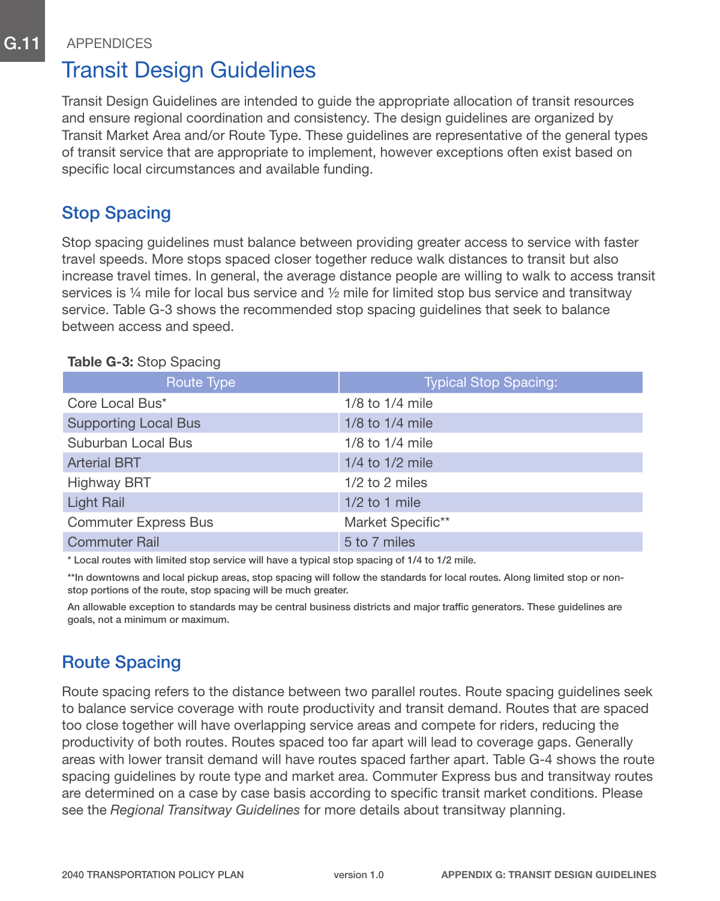APPENDICES

# Transit Design Guidelines

Transit Design Guidelines are intended to guide the appropriate allocation of transit resources and ensure regional coordination and consistency. The design guidelines are organized by Transit Market Area and/or Route Type. These guidelines are representative of the general types of transit service that are appropriate to implement, however exceptions often exist based on specific local circumstances and available funding.

## Stop Spacing

Stop spacing guidelines must balance between providing greater access to service with faster travel speeds. More stops spaced closer together reduce walk distances to transit but also increase travel times. In general, the average distance people are willing to walk to access transit services is ¼ mile for local bus service and ½ mile for limited stop bus service and transitway service. Table G-3 shows the recommended stop spacing guidelines that seek to balance between access and speed.

**Table G-3:** Stop Spacing

| Route Type | Typical Stop Spacing: |
|---|---|
| Core Local Bus* | 1/8 to 1/4 mile |
| Supporting Local Bus | 1/8 to 1/4 mile |
| Suburban Local Bus | 1/8 to 1/4 mile |
| Arterial BRT | 1/4 to 1/2 mile |
| Highway BRT | 1/2 to 2 miles |
| Light Rail | 1/2 to 1 mile |
| Commuter Express Bus | Market Specific** |
| Commuter Rail | 5 to 7 miles |

\* Local routes with limited stop service will have a typical stop spacing of 1/4 to 1/2 mile.

**In downtowns and local pickup areas, stop spacing will follow the standards for local routes. Along limited stop or non-stop portions of the route, stop spacing will be much greater.

An allowable exception to standards may be central business districts and major traffic generators. These guidelines are goals, not a minimum or maximum.

## Route Spacing

Route spacing refers to the distance between two parallel routes. Route spacing guidelines seek to balance service coverage with route productivity and transit demand. Routes that are spaced too close together will have overlapping service areas and compete for riders, reducing the productivity of both routes. Routes spaced too far apart will lead to coverage gaps. Generally areas with lower transit demand will have routes spaced farther apart. Table G-4 shows the route spacing guidelines by route type and market area. Commuter Express bus and transitway routes are determined on a case by case basis according to specific transit market conditions. Please see the *Regional Transitway Guidelines* for more details about transitway planning.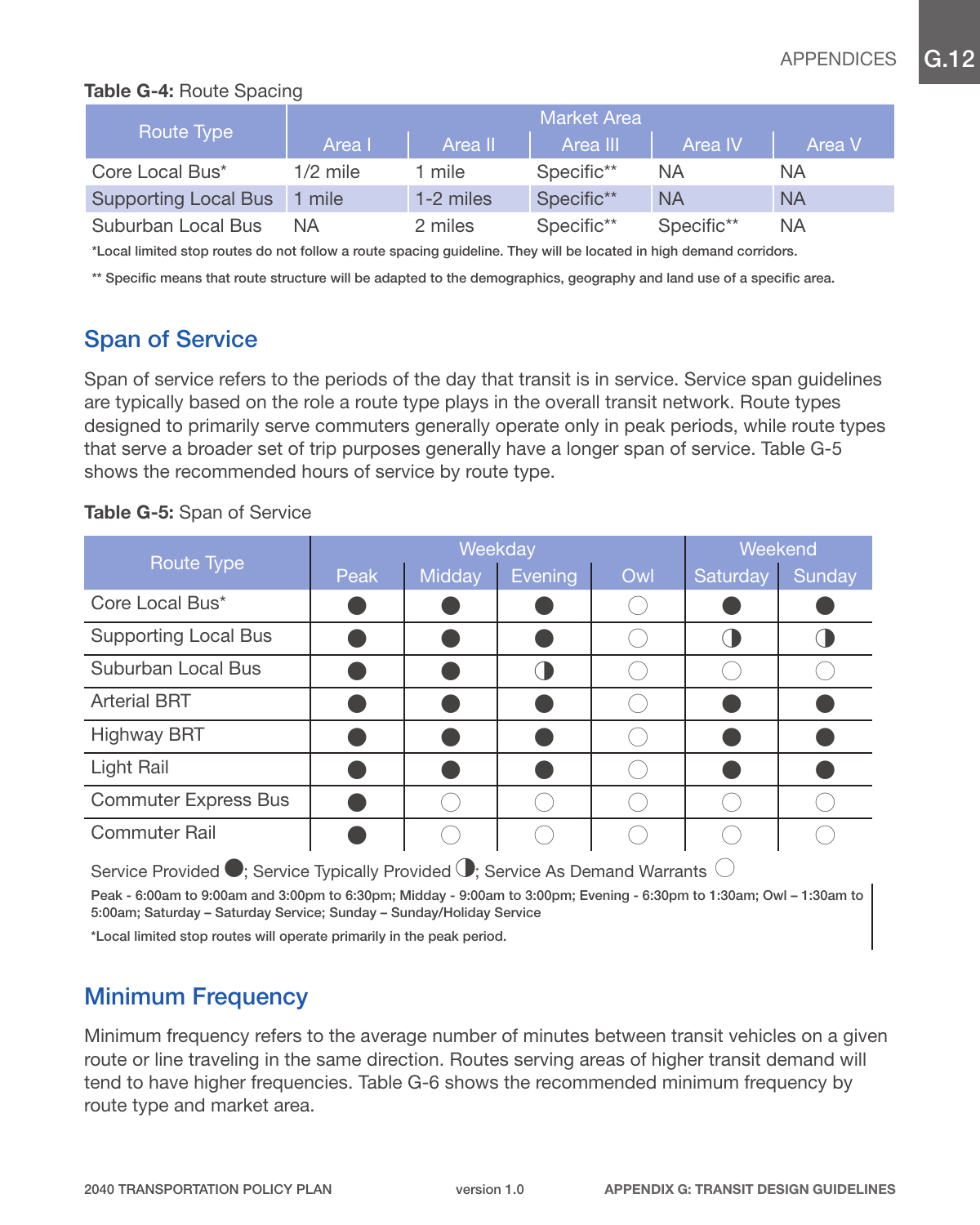**Table G-4:** Route Spacing

| Route Type | Market Area | | | | |
|---|---|---|---|---|---|
| | Area I | Area II | Area III | Area IV | Area V |
| Core Local Bus* | 1/2 mile | 1 mile | Specific** | NA | NA |
| Supporting Local Bus | 1 mile | 1-2 miles | Specific** | NA | NA |
| Suburban Local Bus | NA | 2 miles | Specific** | Specific** | NA |

*Local limited stop routes do not follow a route spacing guideline. They will be located in high demand corridors.

** Specific means that route structure will be adapted to the demographics, geography and land use of a specific area.

## Span of Service

Span of service refers to the periods of the day that transit is in service. Service span guidelines are typically based on the role a route type plays in the overall transit network. Route types designed to primarily serve commuters generally operate only in peak periods, while route types that serve a broader set of trip purposes generally have a longer span of service. Table G-5 shows the recommended hours of service by route type.

**Table G-5:** Span of Service

| Route Type | Weekday | | | | Weekend | |
|---|---|---|---|---|---|---|
| | Peak | Midday | Evening | Owl | Saturday | Sunday |
| Core Local Bus* | ● | ● | ● | ○ | ● | ● |
| Supporting Local Bus | ● | ● | ● | ○ | ◑ | ◑ |
| Suburban Local Bus | ● | ● | ◑ | ○ | ○ | ○ |
| Arterial BRT | ● | ● | ● | ○ | ● | ● |
| Highway BRT | ● | ● | ● | ○ | ● | ● |
| Light Rail | ● | ● | ● | ○ | ● | ● |
| Commuter Express Bus | ● | ○ | ○ | ○ | ○ | ○ |
| Commuter Rail | ● | ○ | ○ | ○ | ○ | ○ |

Service Provided ●; Service Typically Provided ◑; Service As Demand Warrants ○

Peak - 6:00am to 9:00am and 3:00pm to 6:30pm; Midday - 9:00am to 3:00pm; Evening - 6:30pm to 1:30am; Owl – 1:30am to 5:00am; Saturday – Saturday Service; Sunday – Sunday/Holiday Service

*Local limited stop routes will operate primarily in the peak period.

## Minimum Frequency

Minimum frequency refers to the average number of minutes between transit vehicles on a given route or line traveling in the same direction. Routes serving areas of higher transit demand will tend to have higher frequencies. Table G-6 shows the recommended minimum frequency by route type and market area.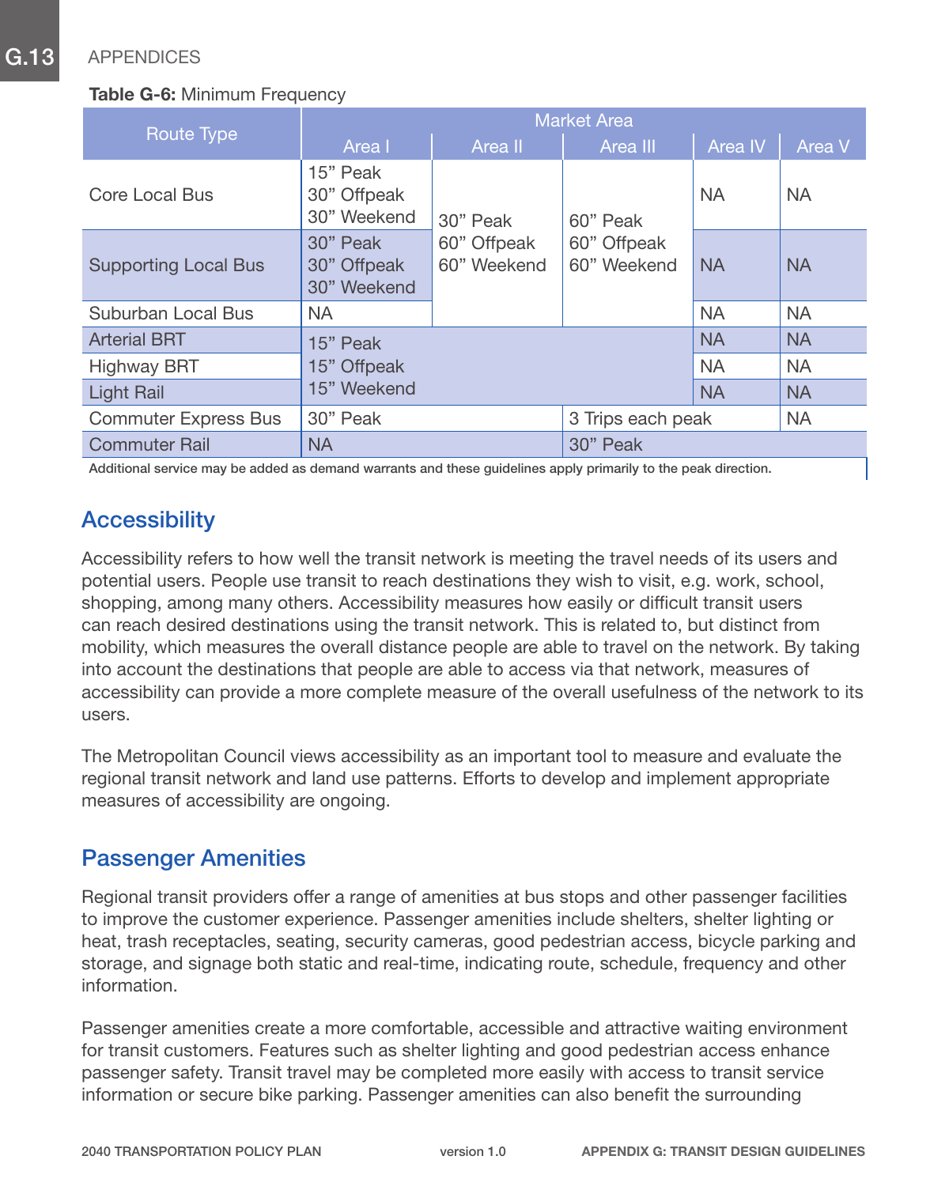**Table G-6:** Minimum Frequency

| Route Type | Market Area | | | | |
|---|---|---|---|---|---|
| | Area I | Area II | Area III | Area IV | Area V |
| Core Local Bus | 15" Peak<br>30" Offpeak<br>30" Weekend | 30" Peak<br>60" Offpeak<br>60" Weekend | 60" Peak<br>60" Offpeak<br>60" Weekend | NA | NA |
| Supporting Local Bus | 30" Peak<br>30" Offpeak<br>30" Weekend | | | NA | NA |
| Suburban Local Bus | NA | | | NA | NA |
| Arterial BRT | 15" Peak<br>15" Offpeak<br>15" Weekend | | | NA | NA |
| Highway BRT | | | | NA | NA |
| Light Rail | | | | NA | NA |
| Commuter Express Bus | 30" Peak | | 3 Trips each peak | | NA |
| Commuter Rail | NA | | 30" Peak | | |

Additional service may be added as demand warrants and these guidelines apply primarily to the peak direction.

## Accessibility

Accessibility refers to how well the transit network is meeting the travel needs of its users and potential users. People use transit to reach destinations they wish to visit, e.g. work, school, shopping, among many others. Accessibility measures how easily or difficult transit users can reach desired destinations using the transit network. This is related to, but distinct from mobility, which measures the overall distance people are able to travel on the network. By taking into account the destinations that people are able to access via that network, measures of accessibility can provide a more complete measure of the overall usefulness of the network to its users.

The Metropolitan Council views accessibility as an important tool to measure and evaluate the regional transit network and land use patterns. Efforts to develop and implement appropriate measures of accessibility are ongoing.

## Passenger Amenities

Regional transit providers offer a range of amenities at bus stops and other passenger facilities to improve the customer experience. Passenger amenities include shelters, shelter lighting or heat, trash receptacles, seating, security cameras, good pedestrian access, bicycle parking and storage, and signage both static and real-time, indicating route, schedule, frequency and other information.

Passenger amenities create a more comfortable, accessible and attractive waiting environment for transit customers. Features such as shelter lighting and good pedestrian access enhance passenger safety. Transit travel may be completed more easily with access to transit service information or secure bike parking. Passenger amenities can also benefit the surrounding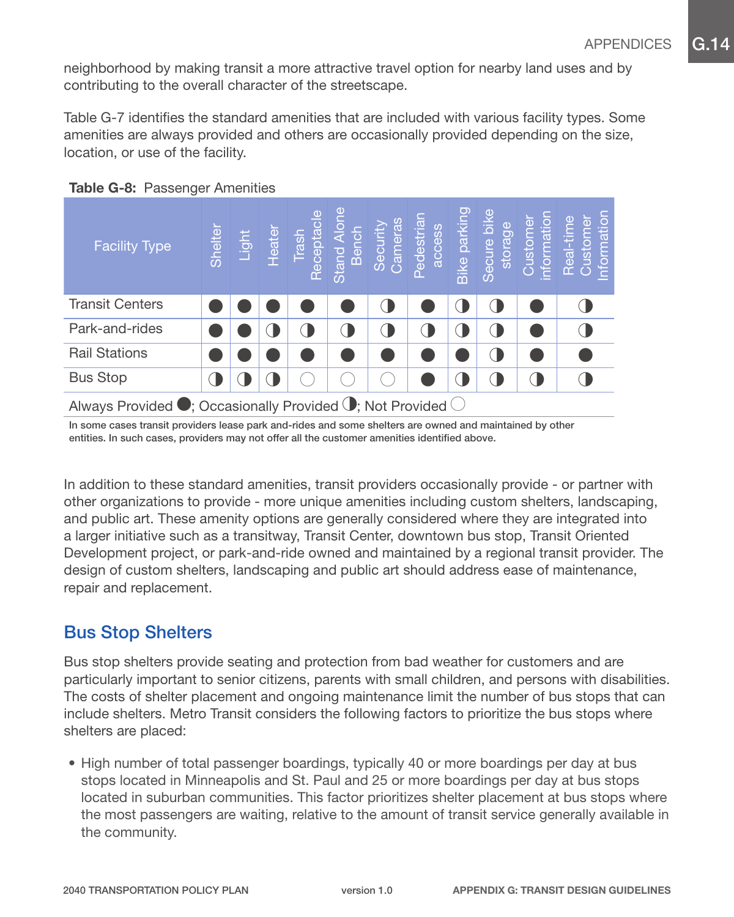neighborhood by making transit a more attractive travel option for nearby land uses and by contributing to the overall character of the streetscape.

Table G-7 identifies the standard amenities that are included with various facility types. Some amenities are always provided and others are occasionally provided depending on the size, location, or use of the facility.

**Table G-8:** Passenger Amenities

| Facility Type | Shelter | Light | Heater | Trash Receptacle | Stand Alone Bench | Security Cameras | Pedestrian access | Bike parking | Secure bike storage | Customer information | Real-time Customer Information |
|---|---|---|---|---|---|---|---|---|---|---|---|
| Transit Centers | ● | ● | ● | ● | ● | ◑ | ● | ◑ | ◑ | ● | ◑ |
| Park-and-rides | ● | ● | ◑ | ◑ | ◑ | ◑ | ◑ | ◑ | ◑ | ● | ◑ |
| Rail Stations | ● | ● | ● | ● | ● | ● | ● | ● | ◑ | ● | ● |
| Bus Stop | ◑ | ◑ | ◑ | ○ | ○ | ○ | ● | ◑ | ◑ | ◑ | ◑ |

Always Provided ●; Occasionally Provided ◑; Not Provided ○

In some cases transit providers lease park and-rides and some shelters are owned and maintained by other entities. In such cases, providers may not offer all the customer amenities identified above.

In addition to these standard amenities, transit providers occasionally provide - or partner with other organizations to provide - more unique amenities including custom shelters, landscaping, and public art. These amenity options are generally considered where they are integrated into a larger initiative such as a transitway, Transit Center, downtown bus stop, Transit Oriented Development project, or park-and-ride owned and maintained by a regional transit provider. The design of custom shelters, landscaping and public art should address ease of maintenance, repair and replacement.

## Bus Stop Shelters

Bus stop shelters provide seating and protection from bad weather for customers and are particularly important to senior citizens, parents with small children, and persons with disabilities. The costs of shelter placement and ongoing maintenance limit the number of bus stops that can include shelters. Metro Transit considers the following factors to prioritize the bus stops where shelters are placed:

- High number of total passenger boardings, typically 40 or more boardings per day at bus stops located in Minneapolis and St. Paul and 25 or more boardings per day at bus stops located in suburban communities. This factor prioritizes shelter placement at bus stops where the most passengers are waiting, relative to the amount of transit service generally available in the community.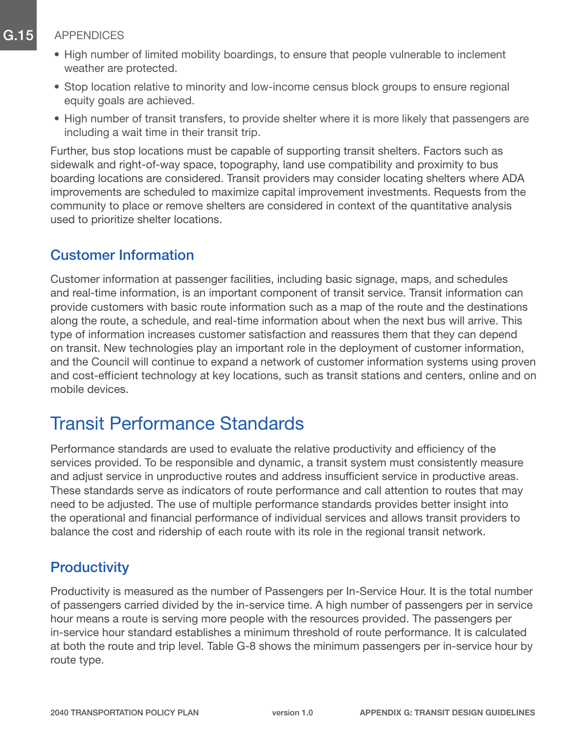- High number of limited mobility boardings, to ensure that people vulnerable to inclement weather are protected.
- Stop location relative to minority and low-income census block groups to ensure regional equity goals are achieved.
- High number of transit transfers, to provide shelter where it is more likely that passengers are including a wait time in their transit trip.

Further, bus stop locations must be capable of supporting transit shelters. Factors such as sidewalk and right-of-way space, topography, land use compatibility and proximity to bus boarding locations are considered. Transit providers may consider locating shelters where ADA improvements are scheduled to maximize capital improvement investments. Requests from the community to place or remove shelters are considered in context of the quantitative analysis used to prioritize shelter locations.

### Customer Information

Customer information at passenger facilities, including basic signage, maps, and schedules and real-time information, is an important component of transit service. Transit information can provide customers with basic route information such as a map of the route and the destinations along the route, a schedule, and real-time information about when the next bus will arrive. This type of information increases customer satisfaction and reassures them that they can depend on transit. New technologies play an important role in the deployment of customer information, and the Council will continue to expand a network of customer information systems using proven and cost-efficient technology at key locations, such as transit stations and centers, online and on mobile devices.

## Transit Performance Standards

Performance standards are used to evaluate the relative productivity and efficiency of the services provided. To be responsible and dynamic, a transit system must consistently measure and adjust service in unproductive routes and address insufficient service in productive areas. These standards serve as indicators of route performance and call attention to routes that may need to be adjusted. The use of multiple performance standards provides better insight into the operational and financial performance of individual services and allows transit providers to balance the cost and ridership of each route with its role in the regional transit network.

### Productivity

Productivity is measured as the number of Passengers per In-Service Hour. It is the total number of passengers carried divided by the in-service time. A high number of passengers per in service hour means a route is serving more people with the resources provided. The passengers per in-service hour standard establishes a minimum threshold of route performance. It is calculated at both the route and trip level. Table G-8 shows the minimum passengers per in-service hour by route type.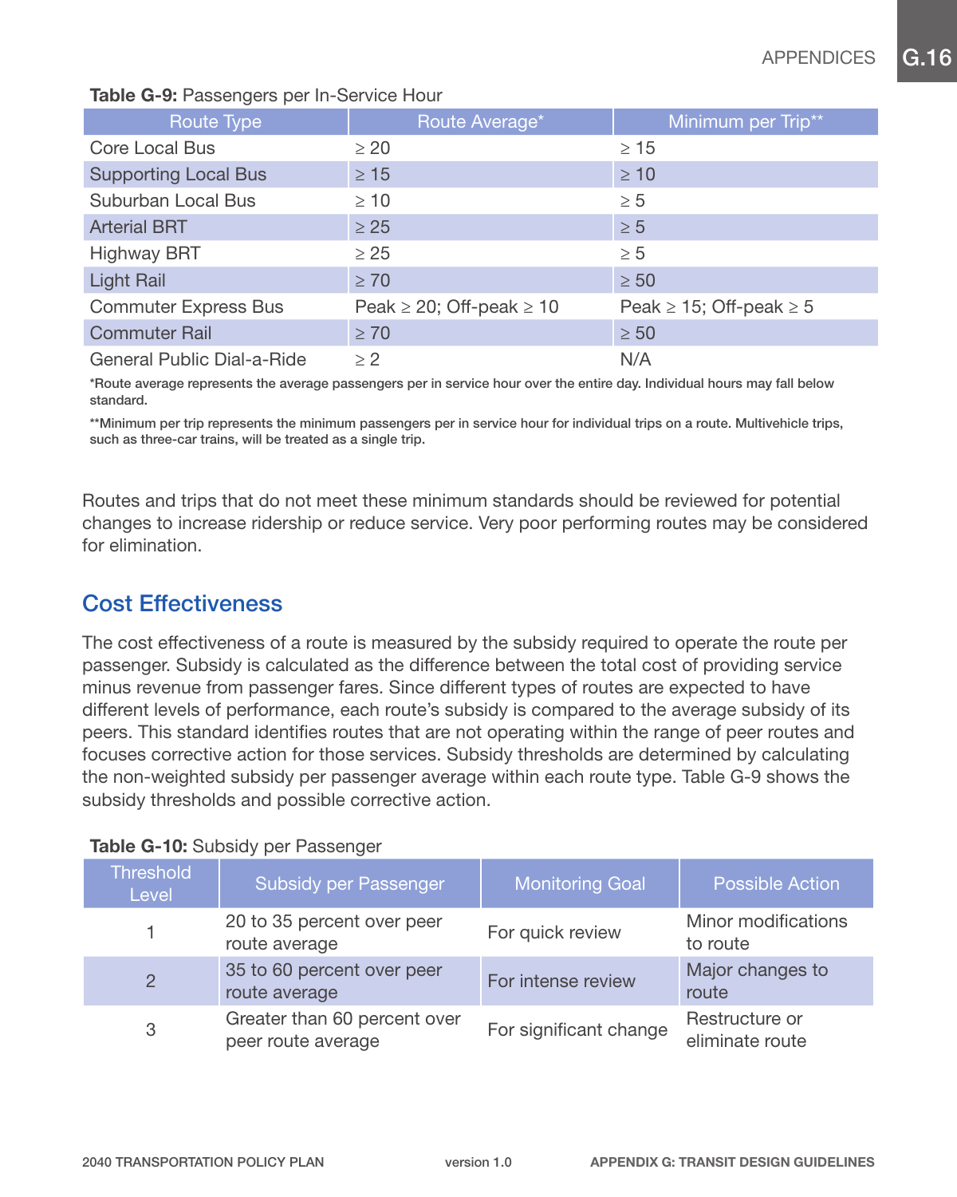**Table G-9:** Passengers per In-Service Hour

| Route Type | Route Average* | Minimum per Trip** |
| --- | --- | --- |
| Core Local Bus | ≥ 20 | ≥ 15 |
| Supporting Local Bus | ≥ 15 | ≥ 10 |
| Suburban Local Bus | ≥ 10 | ≥ 5 |
| Arterial BRT | ≥ 25 | ≥ 5 |
| Highway BRT | ≥ 25 | ≥ 5 |
| Light Rail | ≥ 70 | ≥ 50 |
| Commuter Express Bus | Peak ≥ 20; Off-peak ≥ 10 | Peak ≥ 15; Off-peak ≥ 5 |
| Commuter Rail | ≥ 70 | ≥ 50 |
| General Public Dial-a-Ride | ≥ 2 | N/A |

*Route average represents the average passengers per in service hour over the entire day. Individual hours may fall below standard.

**Minimum per trip represents the minimum passengers per in service hour for individual trips on a route. Multivehicle trips, such as three-car trains, will be treated as a single trip.

Routes and trips that do not meet these minimum standards should be reviewed for potential changes to increase ridership or reduce service. Very poor performing routes may be considered for elimination.

## Cost Effectiveness

The cost effectiveness of a route is measured by the subsidy required to operate the route per passenger. Subsidy is calculated as the difference between the total cost of providing service minus revenue from passenger fares. Since different types of routes are expected to have different levels of performance, each route's subsidy is compared to the average subsidy of its peers. This standard identifies routes that are not operating within the range of peer routes and focuses corrective action for those services. Subsidy thresholds are determined by calculating the non-weighted subsidy per passenger average within each route type. Table G-9 shows the subsidy thresholds and possible corrective action.

**Table G-10:** Subsidy per Passenger

| Threshold Level | Subsidy per Passenger | Monitoring Goal | Possible Action |
| --- | --- | --- | --- |
| 1 | 20 to 35 percent over peer route average | For quick review | Minor modifications to route |
| 2 | 35 to 60 percent over peer route average | For intense review | Major changes to route |
| 3 | Greater than 60 percent over peer route average | For significant change | Restructure or eliminate route |